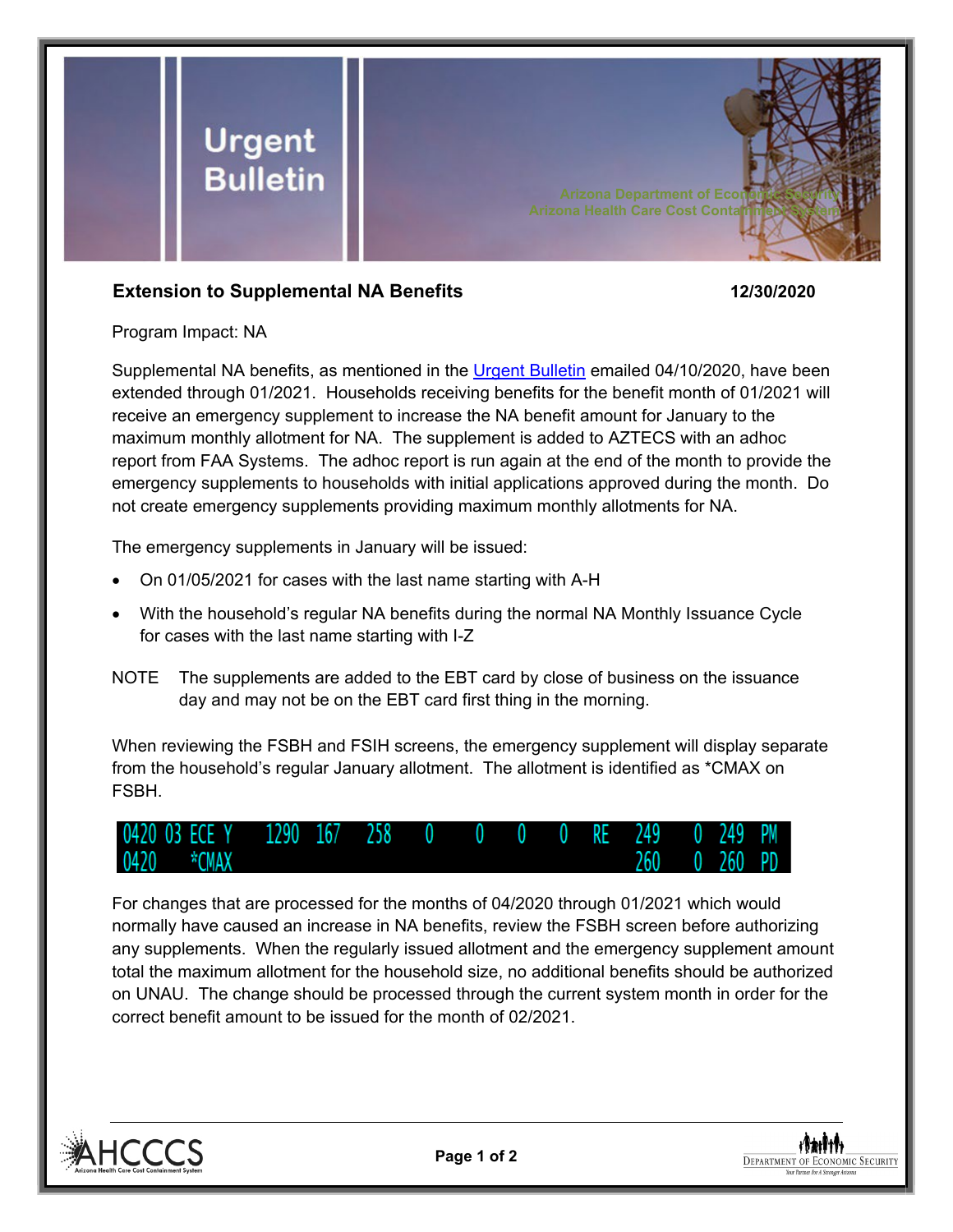# Urgent Bulletin

Arizona Department of Economic Security
Arizona Health Care Cost Containment System

**Extension to Supplemental NA Benefits** **12/30/2020**

Program Impact: NA

Supplemental NA benefits, as mentioned in the [Urgent Bulletin] emailed 04/10/2020, have been extended through 01/2021. Households receiving benefits for the benefit month of 01/2021 will receive an emergency supplement to increase the NA benefit amount for January to the maximum monthly allotment for NA. The supplement is added to AZTECS with an adhoc report from FAA Systems. The adhoc report is run again at the end of the month to provide the emergency supplements to households with initial applications approved during the month. Do not create emergency supplements providing maximum monthly allotments for NA.

The emergency supplements in January will be issued:

- On 01/05/2021 for cases with the last name starting with A-H
- With the household's regular NA benefits during the normal NA Monthly Issuance Cycle for cases with the last name starting with I-Z

NOTE The supplements are added to the EBT card by close of business on the issuance day and may not be on the EBT card first thing in the morning.

When reviewing the FSBH and FSIH screens, the emergency supplement will display separate from the household's regular January allotment. The allotment is identified as *CMAX on FSBH.

```
0420 03 ECE Y    1290  167   258   0    0    0    0   RE   249    0  249  PM
0420    *CMAX                                             260    0  260  PD
```

For changes that are processed for the months of 04/2020 through 01/2021 which would normally have caused an increase in NA benefits, review the FSBH screen before authorizing any supplements. When the regularly issued allotment and the emergency supplement amount total the maximum allotment for the household size, no additional benefits should be authorized on UNAU. The change should be processed through the current system month in order for the correct benefit amount to be issued for the month of 02/2021.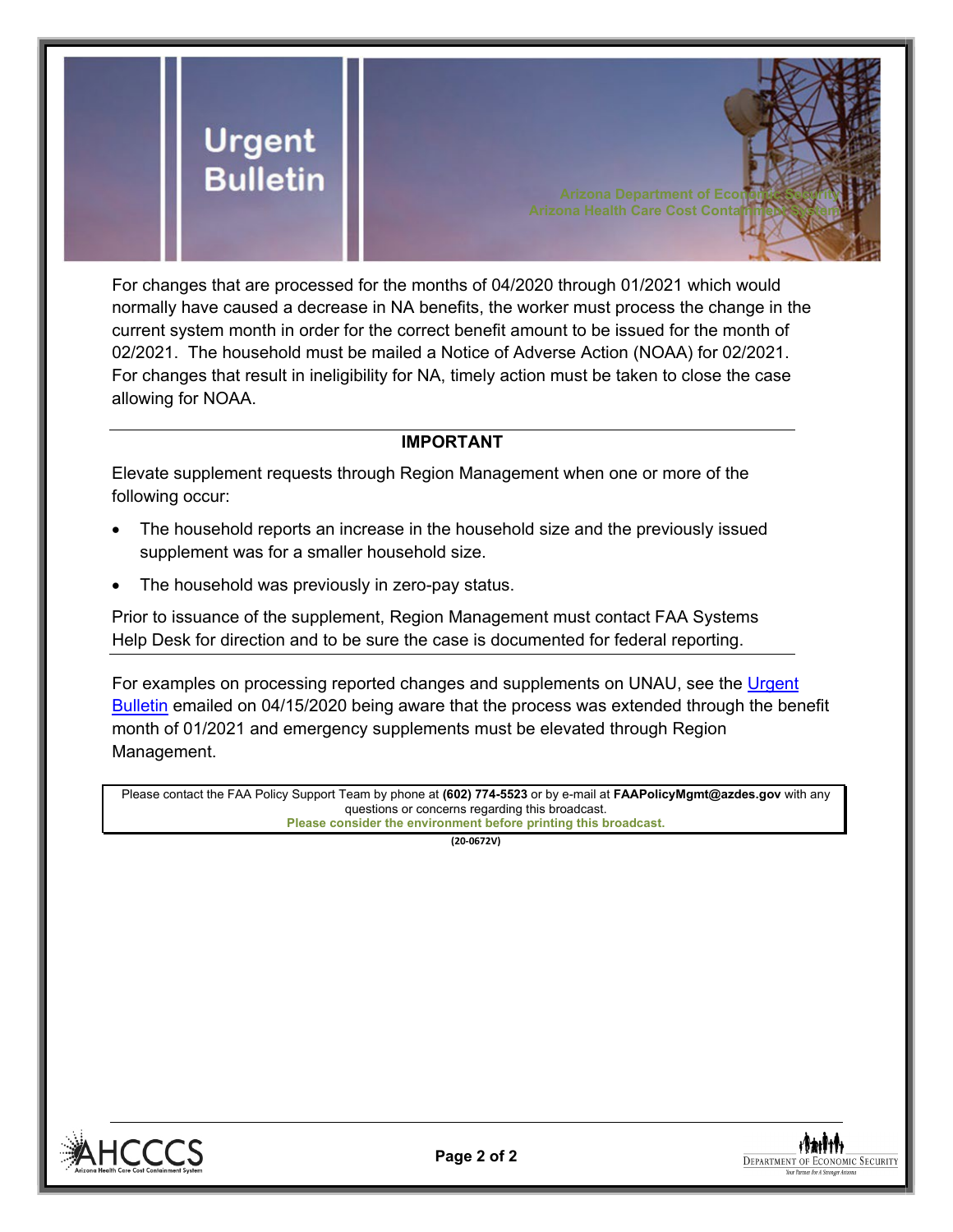For changes that are processed for the months of 04/2020 through 01/2021 which would normally have caused a decrease in NA benefits, the worker must process the change in the current system month in order for the correct benefit amount to be issued for the month of 02/2021. The household must be mailed a Notice of Adverse Action (NOAA) for 02/2021. For changes that result in ineligibility for NA, timely action must be taken to close the case allowing for NOAA.

---

**IMPORTANT**

Elevate supplement requests through Region Management when one or more of the following occur:

- The household reports an increase in the household size and the previously issued supplement was for a smaller household size.
- The household was previously in zero-pay status.

Prior to issuance of the supplement, Region Management must contact FAA Systems Help Desk for direction and to be sure the case is documented for federal reporting.

---

For examples on processing reported changes and supplements on UNAU, see the Urgent Bulletin emailed on 04/15/2020 being aware that the process was extended through the benefit month of 01/2021 and emergency supplements must be elevated through Region Management.

Please contact the FAA Policy Support Team by phone at **(602) 774-5523** or by e-mail at **FAAPolicyMgmt@azdes.gov** with any questions or concerns regarding this broadcast.

**Please consider the environment before printing this broadcast.**

**(20-0672V)**